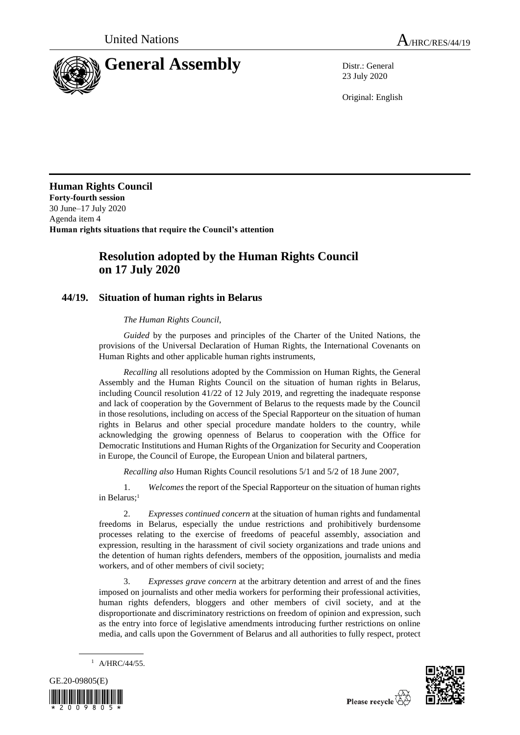United Nations | A/HRC/RES/44/19

# General Assembly

Distr.: General
23 July 2020

Original: English

**Human Rights Council**
**Forty-fourth session**
30 June–17 July 2020
Agenda item 4
**Human rights situations that require the Council's attention**

## Resolution adopted by the Human Rights Council on 17 July 2020

### 44/19. Situation of human rights in Belarus

*The Human Rights Council*,

*Guided* by the purposes and principles of the Charter of the United Nations, the provisions of the Universal Declaration of Human Rights, the International Covenants on Human Rights and other applicable human rights instruments,

*Recalling* all resolutions adopted by the Commission on Human Rights, the General Assembly and the Human Rights Council on the situation of human rights in Belarus, including Council resolution 41/22 of 12 July 2019, and regretting the inadequate response and lack of cooperation by the Government of Belarus to the requests made by the Council in those resolutions, including on access of the Special Rapporteur on the situation of human rights in Belarus and other special procedure mandate holders to the country, while acknowledging the growing openness of Belarus to cooperation with the Office for Democratic Institutions and Human Rights of the Organization for Security and Cooperation in Europe, the Council of Europe, the European Union and bilateral partners,

*Recalling also* Human Rights Council resolutions 5/1 and 5/2 of 18 June 2007,

1. *Welcomes* the report of the Special Rapporteur on the situation of human rights in Belarus;[1]

2. *Expresses continued concern* at the situation of human rights and fundamental freedoms in Belarus, especially the undue restrictions and prohibitively burdensome processes relating to the exercise of freedoms of peaceful assembly, association and expression, resulting in the harassment of civil society organizations and trade unions and the detention of human rights defenders, members of the opposition, journalists and media workers, and of other members of civil society;

3. *Expresses grave concern* at the arbitrary detention and arrest of and the fines imposed on journalists and other media workers for performing their professional activities, human rights defenders, bloggers and other members of civil society, and at the disproportionate and discriminatory restrictions on freedom of opinion and expression, such as the entry into force of legislative amendments introducing further restrictions on online media, and calls upon the Government of Belarus and all authorities to fully respect, protect

[1] A/HRC/44/55.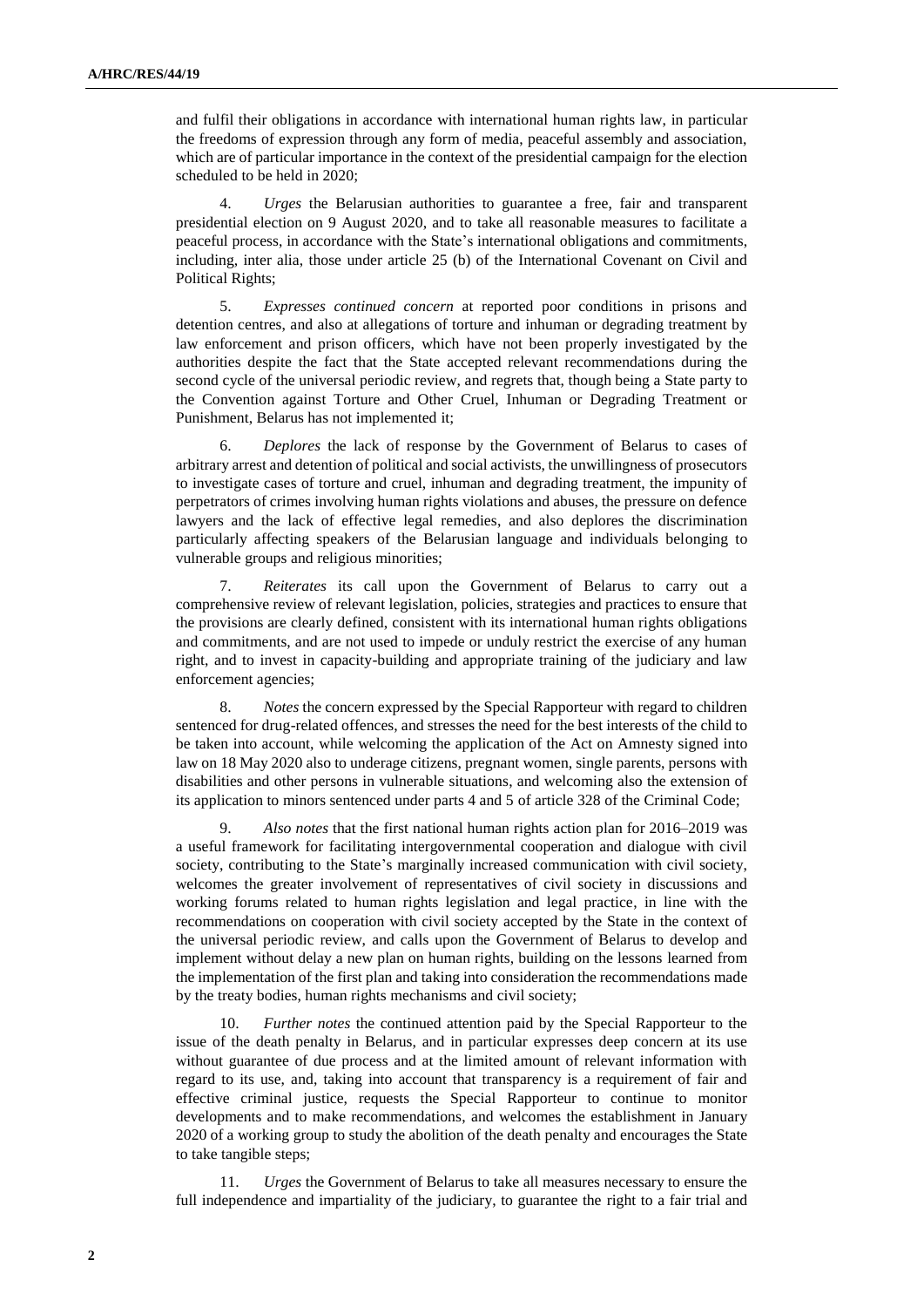and fulfil their obligations in accordance with international human rights law, in particular the freedoms of expression through any form of media, peaceful assembly and association, which are of particular importance in the context of the presidential campaign for the election scheduled to be held in 2020;

4. *Urges* the Belarusian authorities to guarantee a free, fair and transparent presidential election on 9 August 2020, and to take all reasonable measures to facilitate a peaceful process, in accordance with the State's international obligations and commitments, including, inter alia, those under article 25 (b) of the International Covenant on Civil and Political Rights;

5. *Expresses continued concern* at reported poor conditions in prisons and detention centres, and also at allegations of torture and inhuman or degrading treatment by law enforcement and prison officers, which have not been properly investigated by the authorities despite the fact that the State accepted relevant recommendations during the second cycle of the universal periodic review, and regrets that, though being a State party to the Convention against Torture and Other Cruel, Inhuman or Degrading Treatment or Punishment, Belarus has not implemented it;

6. *Deplores* the lack of response by the Government of Belarus to cases of arbitrary arrest and detention of political and social activists, the unwillingness of prosecutors to investigate cases of torture and cruel, inhuman and degrading treatment, the impunity of perpetrators of crimes involving human rights violations and abuses, the pressure on defence lawyers and the lack of effective legal remedies, and also deplores the discrimination particularly affecting speakers of the Belarusian language and individuals belonging to vulnerable groups and religious minorities;

7. *Reiterates* its call upon the Government of Belarus to carry out a comprehensive review of relevant legislation, policies, strategies and practices to ensure that the provisions are clearly defined, consistent with its international human rights obligations and commitments, and are not used to impede or unduly restrict the exercise of any human right, and to invest in capacity-building and appropriate training of the judiciary and law enforcement agencies;

8. *Notes* the concern expressed by the Special Rapporteur with regard to children sentenced for drug-related offences, and stresses the need for the best interests of the child to be taken into account, while welcoming the application of the Act on Amnesty signed into law on 18 May 2020 also to underage citizens, pregnant women, single parents, persons with disabilities and other persons in vulnerable situations, and welcoming also the extension of its application to minors sentenced under parts 4 and 5 of article 328 of the Criminal Code;

9. *Also notes* that the first national human rights action plan for 2016–2019 was a useful framework for facilitating intergovernmental cooperation and dialogue with civil society, contributing to the State's marginally increased communication with civil society, welcomes the greater involvement of representatives of civil society in discussions and working forums related to human rights legislation and legal practice, in line with the recommendations on cooperation with civil society accepted by the State in the context of the universal periodic review, and calls upon the Government of Belarus to develop and implement without delay a new plan on human rights, building on the lessons learned from the implementation of the first plan and taking into consideration the recommendations made by the treaty bodies, human rights mechanisms and civil society;

10. *Further notes* the continued attention paid by the Special Rapporteur to the issue of the death penalty in Belarus, and in particular expresses deep concern at its use without guarantee of due process and at the limited amount of relevant information with regard to its use, and, taking into account that transparency is a requirement of fair and effective criminal justice, requests the Special Rapporteur to continue to monitor developments and to make recommendations, and welcomes the establishment in January 2020 of a working group to study the abolition of the death penalty and encourages the State to take tangible steps;

11. *Urges* the Government of Belarus to take all measures necessary to ensure the full independence and impartiality of the judiciary, to guarantee the right to a fair trial and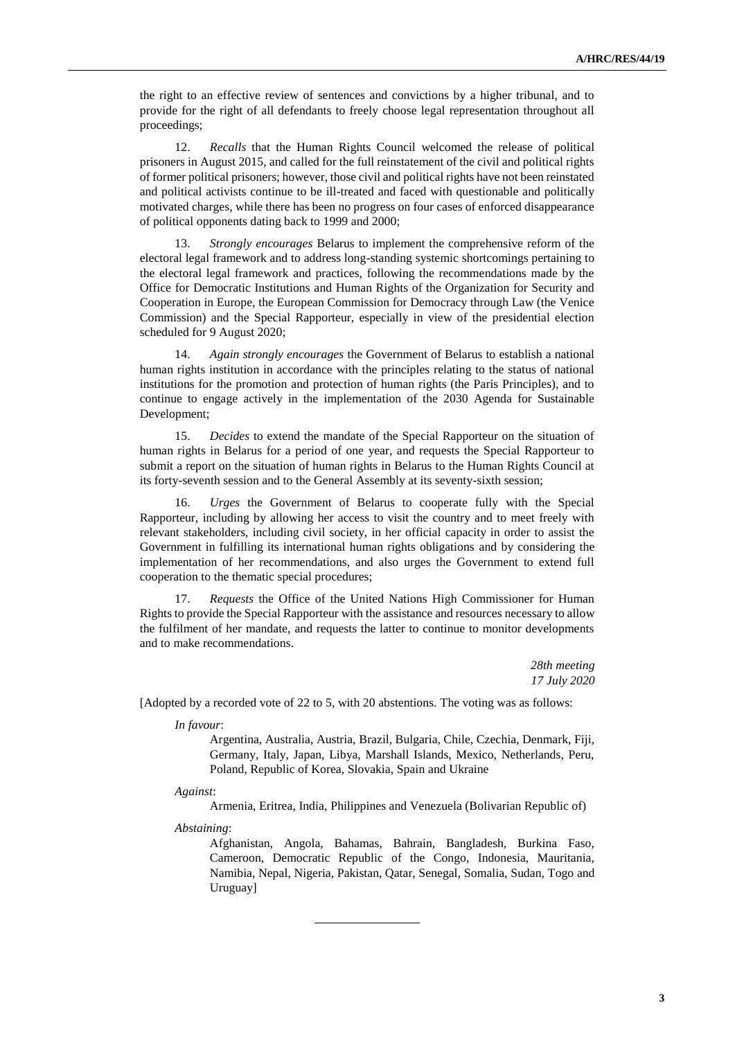the right to an effective review of sentences and convictions by a higher tribunal, and to provide for the right of all defendants to freely choose legal representation throughout all proceedings;

12. *Recalls* that the Human Rights Council welcomed the release of political prisoners in August 2015, and called for the full reinstatement of the civil and political rights of former political prisoners; however, those civil and political rights have not been reinstated and political activists continue to be ill-treated and faced with questionable and politically motivated charges, while there has been no progress on four cases of enforced disappearance of political opponents dating back to 1999 and 2000;

13. *Strongly encourages* Belarus to implement the comprehensive reform of the electoral legal framework and to address long-standing systemic shortcomings pertaining to the electoral legal framework and practices, following the recommendations made by the Office for Democratic Institutions and Human Rights of the Organization for Security and Cooperation in Europe, the European Commission for Democracy through Law (the Venice Commission) and the Special Rapporteur, especially in view of the presidential election scheduled for 9 August 2020;

14. *Again strongly encourages* the Government of Belarus to establish a national human rights institution in accordance with the principles relating to the status of national institutions for the promotion and protection of human rights (the Paris Principles), and to continue to engage actively in the implementation of the 2030 Agenda for Sustainable Development;

15. *Decides* to extend the mandate of the Special Rapporteur on the situation of human rights in Belarus for a period of one year, and requests the Special Rapporteur to submit a report on the situation of human rights in Belarus to the Human Rights Council at its forty-seventh session and to the General Assembly at its seventy-sixth session;

16. *Urges* the Government of Belarus to cooperate fully with the Special Rapporteur, including by allowing her access to visit the country and to meet freely with relevant stakeholders, including civil society, in her official capacity in order to assist the Government in fulfilling its international human rights obligations and by considering the implementation of her recommendations, and also urges the Government to extend full cooperation to the thematic special procedures;

17. *Requests* the Office of the United Nations High Commissioner for Human Rights to provide the Special Rapporteur with the assistance and resources necessary to allow the fulfilment of her mandate, and requests the latter to continue to monitor developments and to make recommendations.

*28th meeting*
*17 July 2020*

[Adopted by a recorded vote of 22 to 5, with 20 abstentions. The voting was as follows:

*In favour*:

Argentina, Australia, Austria, Brazil, Bulgaria, Chile, Czechia, Denmark, Fiji, Germany, Italy, Japan, Libya, Marshall Islands, Mexico, Netherlands, Peru, Poland, Republic of Korea, Slovakia, Spain and Ukraine

*Against*:

Armenia, Eritrea, India, Philippines and Venezuela (Bolivarian Republic of)

*Abstaining*:

Afghanistan, Angola, Bahamas, Bahrain, Bangladesh, Burkina Faso, Cameroon, Democratic Republic of the Congo, Indonesia, Mauritania, Namibia, Nepal, Nigeria, Pakistan, Qatar, Senegal, Somalia, Sudan, Togo and Uruguay]